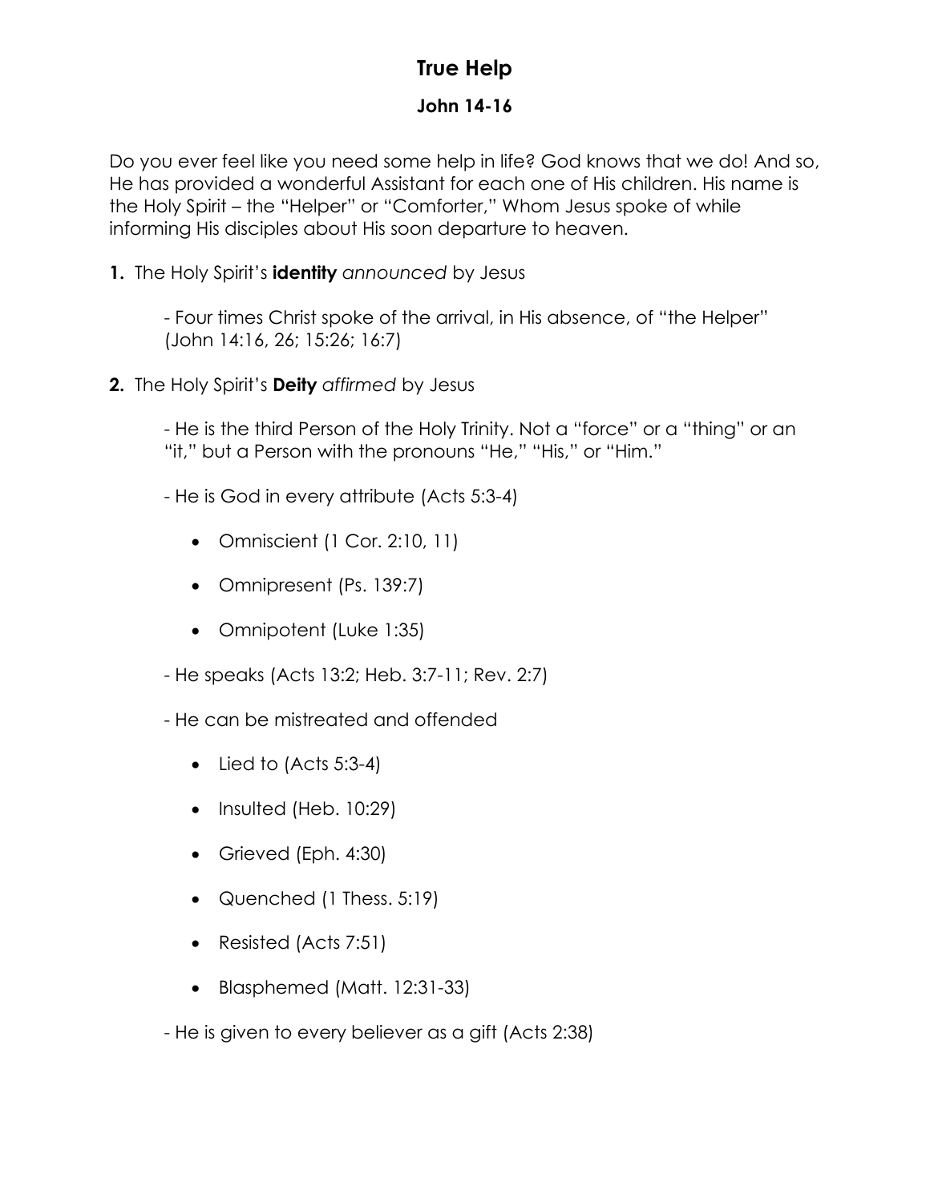# True Help

## John 14-16

Do you ever feel like you need some help in life? God knows that we do! And so, He has provided a wonderful Assistant for each one of His children. His name is the Holy Spirit – the "Helper" or "Comforter," Whom Jesus spoke of while informing His disciples about His soon departure to heaven.

**1.** The Holy Spirit's **identity** *announced* by Jesus

- Four times Christ spoke of the arrival, in His absence, of "the Helper" (John 14:16, 26; 15:26; 16:7)

**2.** The Holy Spirit's **Deity** *affirmed* by Jesus

- He is the third Person of the Holy Trinity. Not a "force" or a "thing" or an "it," but a Person with the pronouns "He," "His," or "Him."

- He is God in every attribute (Acts 5:3-4)

  - Omniscient (1 Cor. 2:10, 11)
  - Omnipresent (Ps. 139:7)
  - Omnipotent (Luke 1:35)

- He speaks (Acts 13:2; Heb. 3:7-11; Rev. 2:7)

- He can be mistreated and offended

  - Lied to (Acts 5:3-4)
  - Insulted (Heb. 10:29)
  - Grieved (Eph. 4:30)
  - Quenched (1 Thess. 5:19)
  - Resisted (Acts 7:51)
  - Blasphemed (Matt. 12:31-33)

- He is given to every believer as a gift (Acts 2:38)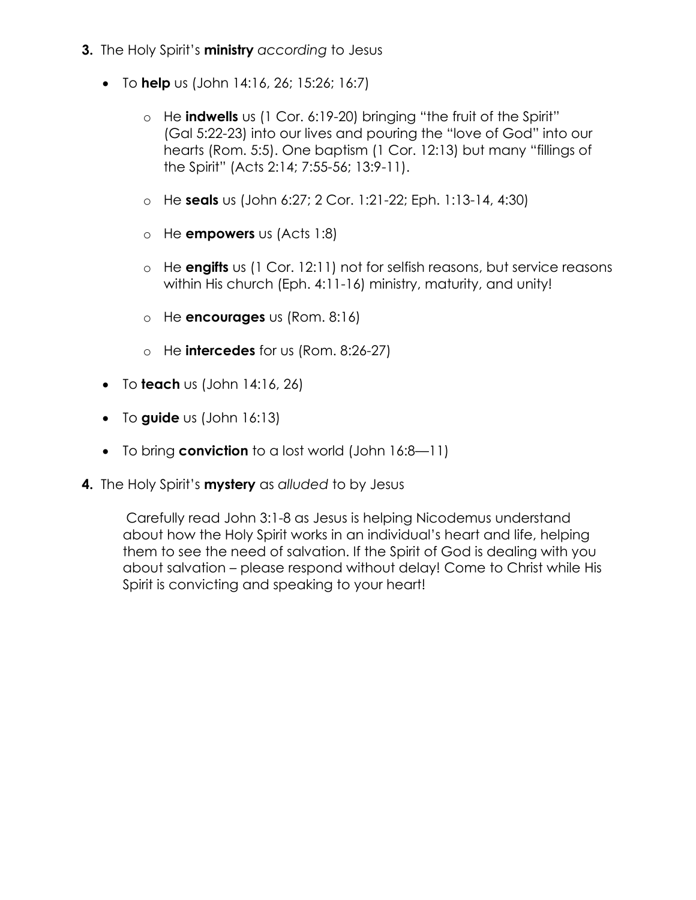**3.** The Holy Spirit's **ministry** *according* to Jesus

- To **help** us (John 14:16, 26; 15:26; 16:7)
    - He **indwells** us (1 Cor. 6:19-20) bringing "the fruit of the Spirit" (Gal 5:22-23) into our lives and pouring the "love of God" into our hearts (Rom. 5:5). One baptism (1 Cor. 12:13) but many "fillings of the Spirit" (Acts 2:14; 7:55-56; 13:9-11).
    - He **seals** us (John 6:27; 2 Cor. 1:21-22; Eph. 1:13-14, 4:30)
    - He **empowers** us (Acts 1:8)
    - He **engifts** us (1 Cor. 12:11) not for selfish reasons, but service reasons within His church (Eph. 4:11-16) ministry, maturity, and unity!
    - He **encourages** us (Rom. 8:16)
    - He **intercedes** for us (Rom. 8:26-27)
- To **teach** us (John 14:16, 26)
- To **guide** us (John 16:13)
- To bring **conviction** to a lost world (John 16:8—11)

**4.** The Holy Spirit's **mystery** as *alluded* to by Jesus

Carefully read John 3:1-8 as Jesus is helping Nicodemus understand about how the Holy Spirit works in an individual's heart and life, helping them to see the need of salvation. If the Spirit of God is dealing with you about salvation – please respond without delay! Come to Christ while His Spirit is convicting and speaking to your heart!